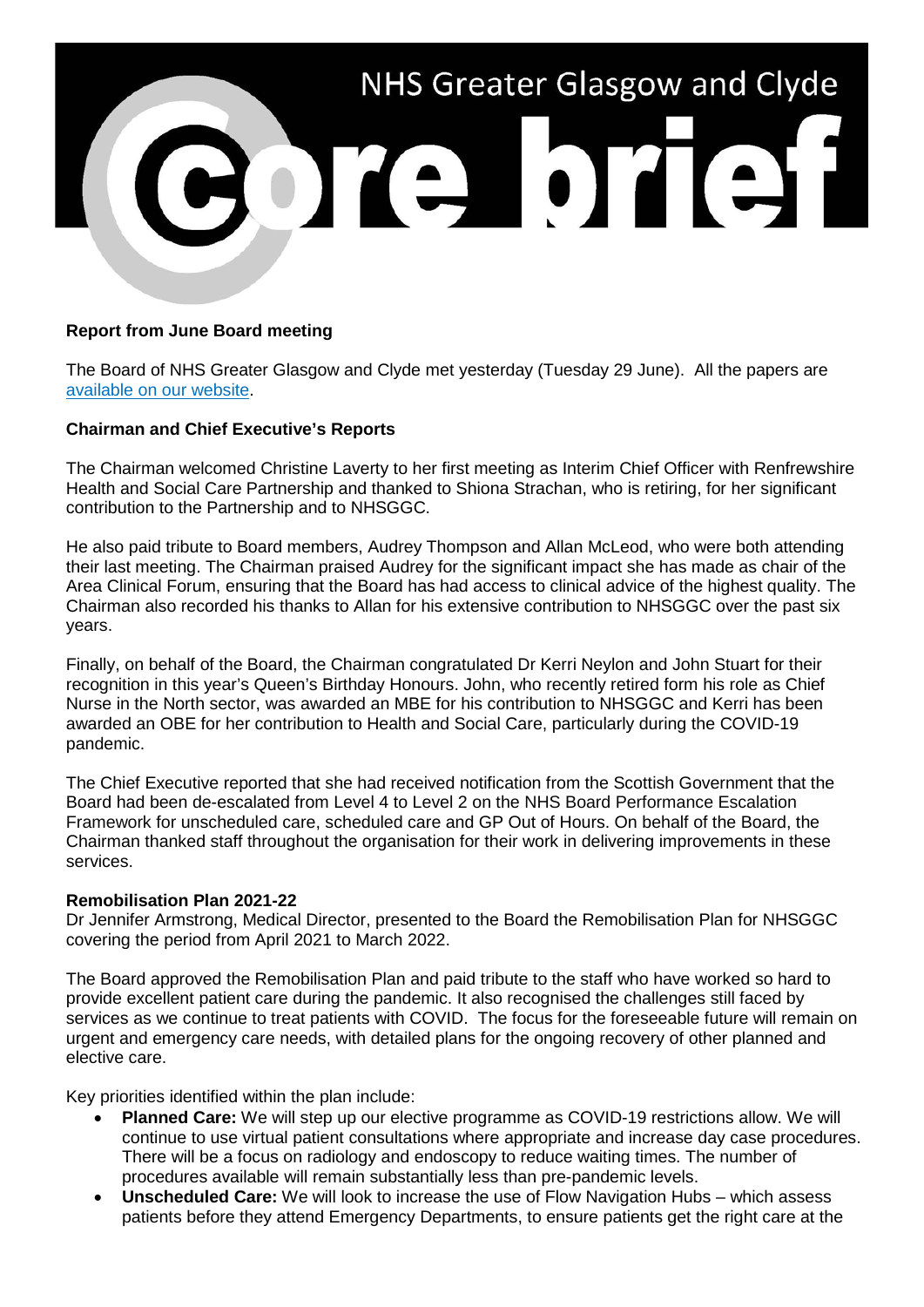# NHS Greater Glasgow and Clyde

# core brief

**Report from June Board meeting**

The Board of NHS Greater Glasgow and Clyde met yesterday (Tuesday 29 June). All the papers are [available on our website](#).

**Chairman and Chief Executive's Reports**

The Chairman welcomed Christine Laverty to her first meeting as Interim Chief Officer with Renfrewshire Health and Social Care Partnership and thanked to Shiona Strachan, who is retiring, for her significant contribution to the Partnership and to NHSGGC.

He also paid tribute to Board members, Audrey Thompson and Allan McLeod, who were both attending their last meeting. The Chairman praised Audrey for the significant impact she has made as chair of the Area Clinical Forum, ensuring that the Board has had access to clinical advice of the highest quality. The Chairman also recorded his thanks to Allan for his extensive contribution to NHSGGC over the past six years.

Finally, on behalf of the Board, the Chairman congratulated Dr Kerri Neylon and John Stuart for their recognition in this year's Queen's Birthday Honours. John, who recently retired form his role as Chief Nurse in the North sector, was awarded an MBE for his contribution to NHSGGC and Kerri has been awarded an OBE for her contribution to Health and Social Care, particularly during the COVID-19 pandemic.

The Chief Executive reported that she had received notification from the Scottish Government that the Board had been de-escalated from Level 4 to Level 2 on the NHS Board Performance Escalation Framework for unscheduled care, scheduled care and GP Out of Hours. On behalf of the Board, the Chairman thanked staff throughout the organisation for their work in delivering improvements in these services.

**Remobilisation Plan 2021-22**

Dr Jennifer Armstrong, Medical Director, presented to the Board the Remobilisation Plan for NHSGGC covering the period from April 2021 to March 2022.

The Board approved the Remobilisation Plan and paid tribute to the staff who have worked so hard to provide excellent patient care during the pandemic. It also recognised the challenges still faced by services as we continue to treat patients with COVID. The focus for the foreseeable future will remain on urgent and emergency care needs, with detailed plans for the ongoing recovery of other planned and elective care.

Key priorities identified within the plan include:

- **Planned Care:** We will step up our elective programme as COVID-19 restrictions allow. We will continue to use virtual patient consultations where appropriate and increase day case procedures. There will be a focus on radiology and endoscopy to reduce waiting times. The number of procedures available will remain substantially less than pre-pandemic levels.
- **Unscheduled Care:** We will look to increase the use of Flow Navigation Hubs – which assess patients before they attend Emergency Departments, to ensure patients get the right care at the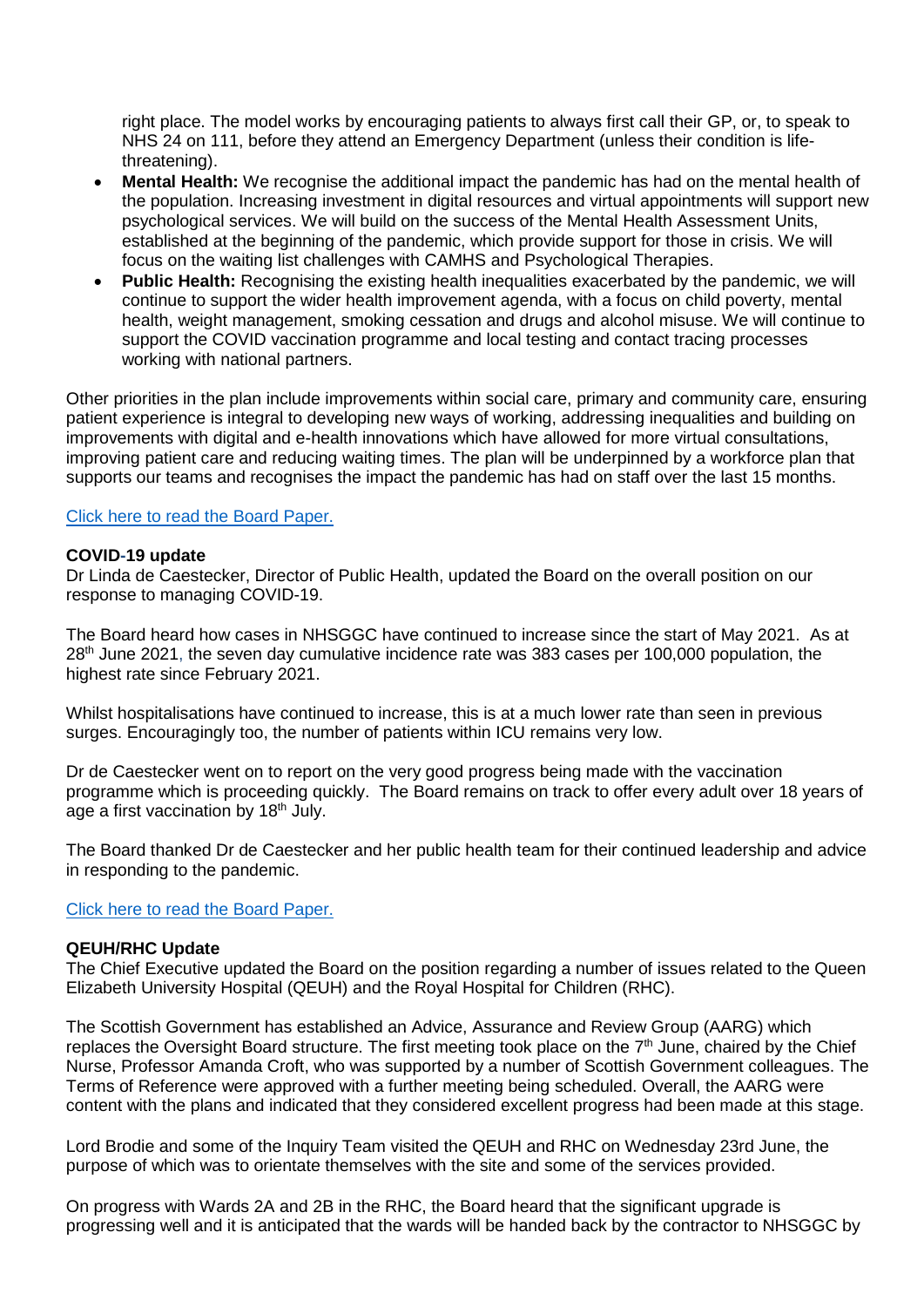right place. The model works by encouraging patients to always first call their GP, or, to speak to NHS 24 on 111, before they attend an Emergency Department (unless their condition is life-threatening).

- **Mental Health:** We recognise the additional impact the pandemic has had on the mental health of the population. Increasing investment in digital resources and virtual appointments will support new psychological services. We will build on the success of the Mental Health Assessment Units, established at the beginning of the pandemic, which provide support for those in crisis. We will focus on the waiting list challenges with CAMHS and Psychological Therapies.
- **Public Health:** Recognising the existing health inequalities exacerbated by the pandemic, we will continue to support the wider health improvement agenda, with a focus on child poverty, mental health, weight management, smoking cessation and drugs and alcohol misuse. We will continue to support the COVID vaccination programme and local testing and contact tracing processes working with national partners.

Other priorities in the plan include improvements within social care, primary and community care, ensuring patient experience is integral to developing new ways of working, addressing inequalities and building on improvements with digital and e-health innovations which have allowed for more virtual consultations, improving patient care and reducing waiting times. The plan will be underpinned by a workforce plan that supports our teams and recognises the impact the pandemic has had on staff over the last 15 months.

Click here to read the Board Paper.

**COVID-19 update**

Dr Linda de Caestecker, Director of Public Health, updated the Board on the overall position on our response to managing COVID-19.

The Board heard how cases in NHSGGC have continued to increase since the start of May 2021. As at 28th June 2021, the seven day cumulative incidence rate was 383 cases per 100,000 population, the highest rate since February 2021.

Whilst hospitalisations have continued to increase, this is at a much lower rate than seen in previous surges. Encouragingly too, the number of patients within ICU remains very low.

Dr de Caestecker went on to report on the very good progress being made with the vaccination programme which is proceeding quickly. The Board remains on track to offer every adult over 18 years of age a first vaccination by 18th July.

The Board thanked Dr de Caestecker and her public health team for their continued leadership and advice in responding to the pandemic.

Click here to read the Board Paper.

**QEUH/RHC Update**

The Chief Executive updated the Board on the position regarding a number of issues related to the Queen Elizabeth University Hospital (QEUH) and the Royal Hospital for Children (RHC).

The Scottish Government has established an Advice, Assurance and Review Group (AARG) which replaces the Oversight Board structure. The first meeting took place on the 7th June, chaired by the Chief Nurse, Professor Amanda Croft, who was supported by a number of Scottish Government colleagues. The Terms of Reference were approved with a further meeting being scheduled. Overall, the AARG were content with the plans and indicated that they considered excellent progress had been made at this stage.

Lord Brodie and some of the Inquiry Team visited the QEUH and RHC on Wednesday 23rd June, the purpose of which was to orientate themselves with the site and some of the services provided.

On progress with Wards 2A and 2B in the RHC, the Board heard that the significant upgrade is progressing well and it is anticipated that the wards will be handed back by the contractor to NHSGGC by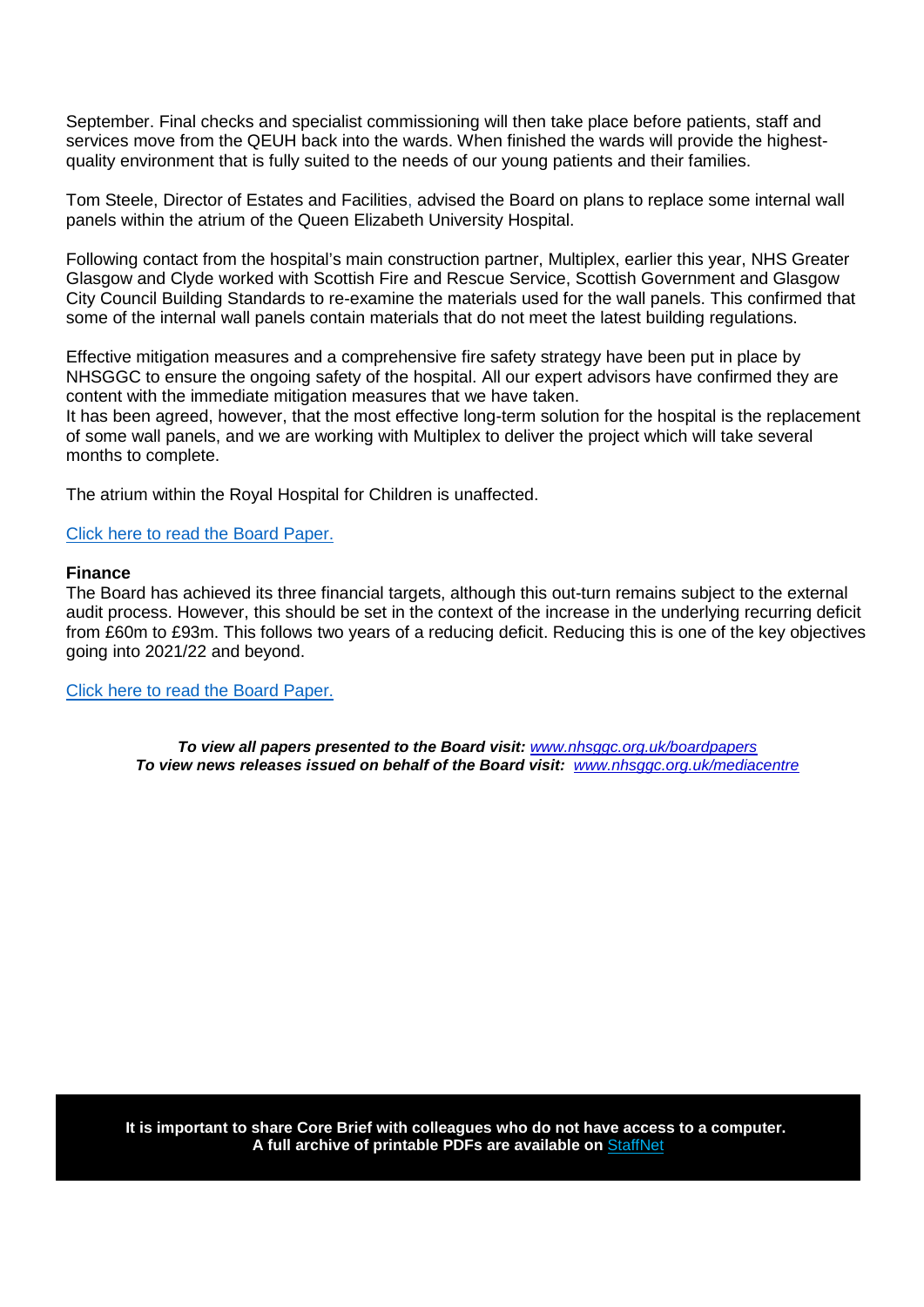September. Final checks and specialist commissioning will then take place before patients, staff and services move from the QEUH back into the wards. When finished the wards will provide the highest-quality environment that is fully suited to the needs of our young patients and their families.

Tom Steele, Director of Estates and Facilities, advised the Board on plans to replace some internal wall panels within the atrium of the Queen Elizabeth University Hospital.

Following contact from the hospital's main construction partner, Multiplex, earlier this year, NHS Greater Glasgow and Clyde worked with Scottish Fire and Rescue Service, Scottish Government and Glasgow City Council Building Standards to re-examine the materials used for the wall panels. This confirmed that some of the internal wall panels contain materials that do not meet the latest building regulations.

Effective mitigation measures and a comprehensive fire safety strategy have been put in place by NHSGGC to ensure the ongoing safety of the hospital. All our expert advisors have confirmed they are content with the immediate mitigation measures that we have taken.
It has been agreed, however, that the most effective long-term solution for the hospital is the replacement of some wall panels, and we are working with Multiplex to deliver the project which will take several months to complete.

The atrium within the Royal Hospital for Children is unaffected.

Click here to read the Board Paper.

**Finance**
The Board has achieved its three financial targets, although this out-turn remains subject to the external audit process. However, this should be set in the context of the increase in the underlying recurring deficit from £60m to £93m. This follows two years of a reducing deficit. Reducing this is one of the key objectives going into 2021/22 and beyond.

Click here to read the Board Paper.

***To view all papers presented to the Board visit:*** *www.nhsggc.org.uk/boardpapers*
***To view news releases issued on behalf of the Board visit:*** *www.nhsggc.org.uk/mediacentre*

**It is important to share Core Brief with colleagues who do not have access to a computer.**
**A full archive of printable PDFs are available on** StaffNet